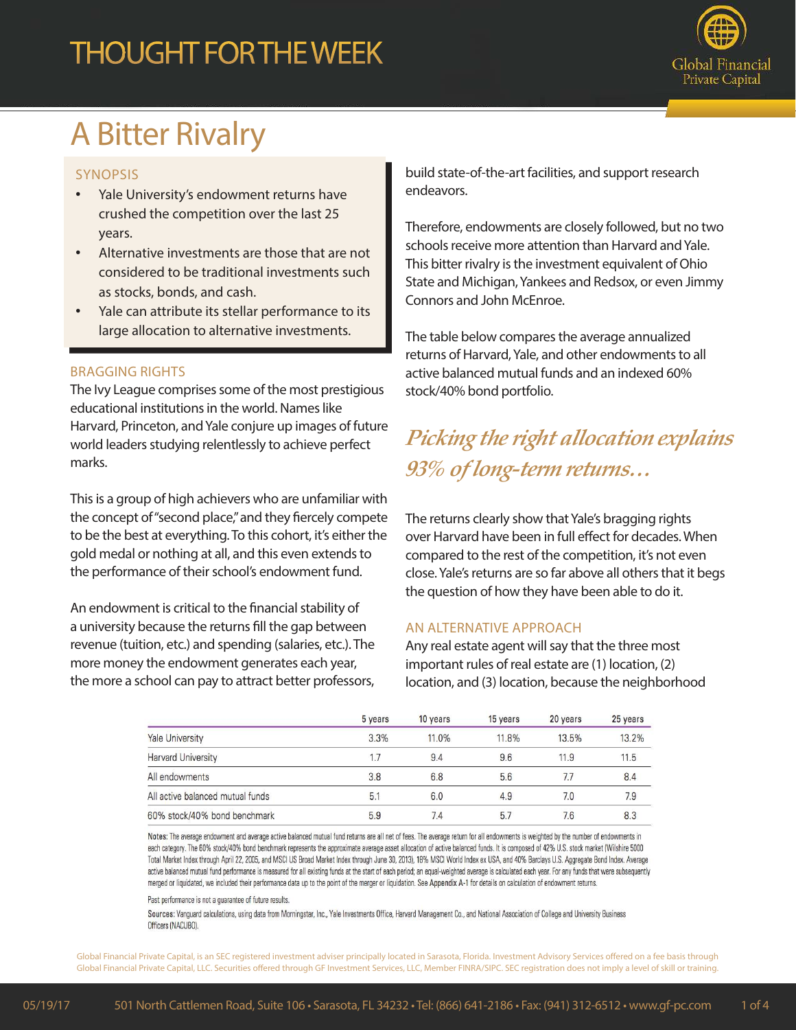# THOUGHT FOR THE WEEK

## A Bitter Rivalry

### SYNOPSIS

- Yale University's endowment returns have crushed the competition over the last 25 years.
- Alternative investments are those that are not considered to be traditional investments such as stocks, bonds, and cash.
- Yale can attribute its stellar performance to its large allocation to alternative investments.

### BRAGGING RIGHTS

The Ivy League comprises some of the most prestigious educational institutions in the world. Names like Harvard, Princeton, and Yale conjure up images of future world leaders studying relentlessly to achieve perfect marks.

This is a group of high achievers who are unfamiliar with the concept of "second place," and they fiercely compete to be the best at everything. To this cohort, it's either the gold medal or nothing at all, and this even extends to the performance of their school's endowment fund.

An endowment is critical to the financial stability of a university because the returns fill the gap between revenue (tuition, etc.) and spending (salaries, etc.). The more money the endowment generates each year, the more a school can pay to attract better professors, build state-of-the-art facilities, and support research endeavors.

Therefore, endowments are closely followed, but no two schools receive more attention than Harvard and Yale. This bitter rivalry is the investment equivalent of Ohio State and Michigan, Yankees and Redsox, or even Jimmy Connors and John McEnroe.

The table below compares the average annualized returns of Harvard, Yale, and other endowments to all active balanced mutual funds and an indexed 60% stock/40% bond portfolio.

> *Picking the right allocation explains 93% of long-term returns...*

The returns clearly show that Yale's bragging rights over Harvard have been in full effect for decades. When compared to the rest of the competition, it's not even close. Yale's returns are so far above all others that it begs the question of how they have been able to do it.

### AN ALTERNATIVE APPROACH

Any real estate agent will say that the three most important rules of real estate are (1) location, (2) location, and (3) location, because the neighborhood

| | 5 years | 10 years | 15 years | 20 years | 25 years |
|---|---|---|---|---|---|
| Yale University | 3.3% | 11.0% | 11.8% | 13.5% | 13.2% |
| Harvard University | 1.7 | 9.4 | 9.6 | 11.9 | 11.5 |
| All endowments | 3.8 | 6.8 | 5.6 | 7.7 | 8.4 |
| All active balanced mutual funds | 5.1 | 6.0 | 4.9 | 7.0 | 7.9 |
| 60% stock/40% bond benchmark | 5.9 | 7.4 | 5.7 | 7.6 | 8.3 |

**Notes:** The average endowment and average active balanced mutual fund returns are all net of fees. The average return for all endowments is weighted by the number of endowments in each category. The 60% stock/40% bond benchmark represents the approximate average asset allocation of active balanced funds. It is composed of 42% U.S. stock market (Wilshire 5000 Total Market Index through April 22, 2005, and MSCI US Broad Market Index through June 30, 2013), 18% MSCI World Index ex USA, and 40% Barclays U.S. Aggregate Bond Index. Average active balanced mutual fund performance is measured for all existing funds at the start of each period; an equal-weighted average is calculated each year. For any funds that were subsequently merged or liquidated, we included their performance data up to the point of the merger or liquidation. See **Appendix A-1** for details on calculation of endowment returns.

Past performance is not a guarantee of future results.

**Sources:** Vanguard calculations, using data from Morningstar, Inc., Yale Investments Office, Harvard Management Co., and National Association of College and University Business Officers (NACUBO).

Global Financial Private Capital, is an SEC registered investment adviser principally located in Sarasota, Florida. Investment Advisory Services offered on a fee basis through Global Financial Private Capital, LLC. Securities offered through GF Investment Services, LLC, Member FINRA/SIPC. SEC registration does not imply a level of skill or training.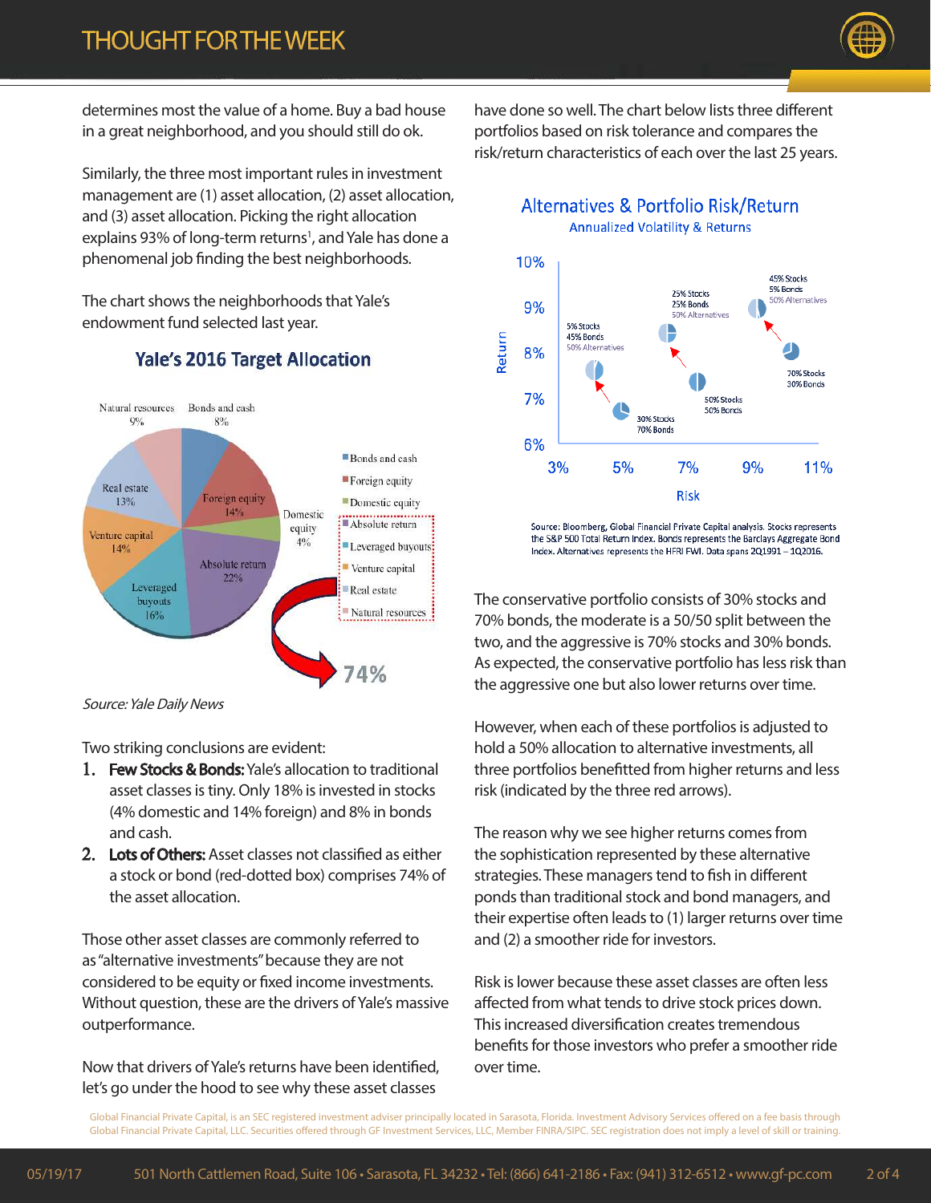determines most the value of a home. Buy a bad house in a great neighborhood, and you should still do ok.

Similarly, the three most important rules in investment management are (1) asset allocation, (2) asset allocation, and (3) asset allocation. Picking the right allocation explains 93% of long-term returns[1], and Yale has done a phenomenal job finding the best neighborhoods.

The chart shows the neighborhoods that Yale's endowment fund selected last year.

### Yale's 2016 Target Allocation

| Asset class | Allocation |
|---|---|
| Bonds and cash | 8% |
| Foreign equity | 14% |
| Domestic equity | 4% |
| Absolute return | 22% |
| Leveraged buyouts | 16% |
| Venture capital | 14% |
| Real estate | 13% |
| Natural resources | 9% |

74%

*Source: Yale Daily News*

Two striking conclusions are evident:

1. **Few Stocks & Bonds:** Yale's allocation to traditional asset classes is tiny. Only 18% is invested in stocks (4% domestic and 14% foreign) and 8% in bonds and cash.
2. **Lots of Others:** Asset classes not classified as either a stock or bond (red-dotted box) comprises 74% of the asset allocation.

Those other asset classes are commonly referred to as "alternative investments" because they are not considered to be equity or fixed income investments. Without question, these are the drivers of Yale's massive outperformance.

Now that drivers of Yale's returns have been identified, let's go under the hood to see why these asset classes have done so well. The chart below lists three different portfolios based on risk tolerance and compares the risk/return characteristics of each over the last 25 years.

### Alternatives & Portfolio Risk/Return

Annualized Volatility & Returns

| Portfolio | Risk | Return |
|---|---|---|
| 30% Stocks / 70% Bonds | ~5% | ~6.8% |
| 5% Stocks / 45% Bonds / 50% Alternatives | ~4% | ~7.6% |
| 50% Stocks / 50% Bonds | ~7.3% | ~7.4% |
| 25% Stocks / 25% Bonds / 50% Alternatives | ~6.8% | ~8.5% |
| 70% Stocks / 30% Bonds | ~10.2% | ~7.9% |
| 45% Stocks / 5% Bonds / 50% Alternatives | ~9.2% | ~9% |

Source: Bloomberg, Global Financial Private Capital analysis. Stocks represents the S&P 500 Total Return Index. Bonds represents the Barclays Aggregate Bond Index. Alternatives represents the HFRI FWI. Data spans 2Q1991 – 1Q2016.

The conservative portfolio consists of 30% stocks and 70% bonds, the moderate is a 50/50 split between the two, and the aggressive is 70% stocks and 30% bonds. As expected, the conservative portfolio has less risk than the aggressive one but also lower returns over time.

However, when each of these portfolios is adjusted to hold a 50% allocation to alternative investments, all three portfolios benefitted from higher returns and less risk (indicated by the three red arrows).

The reason why we see higher returns comes from the sophistication represented by these alternative strategies. These managers tend to fish in different ponds than traditional stock and bond managers, and their expertise often leads to (1) larger returns over time and (2) a smoother ride for investors.

Risk is lower because these asset classes are often less affected from what tends to drive stock prices down. This increased diversification creates tremendous benefits for those investors who prefer a smoother ride over time.

Global Financial Private Capital, is an SEC registered investment adviser principally located in Sarasota, Florida. Investment Advisory Services offered on a fee basis through Global Financial Private Capital, LLC. Securities offered through GF Investment Services, LLC, Member FINRA/SIPC. SEC registration does not imply a level of skill or training.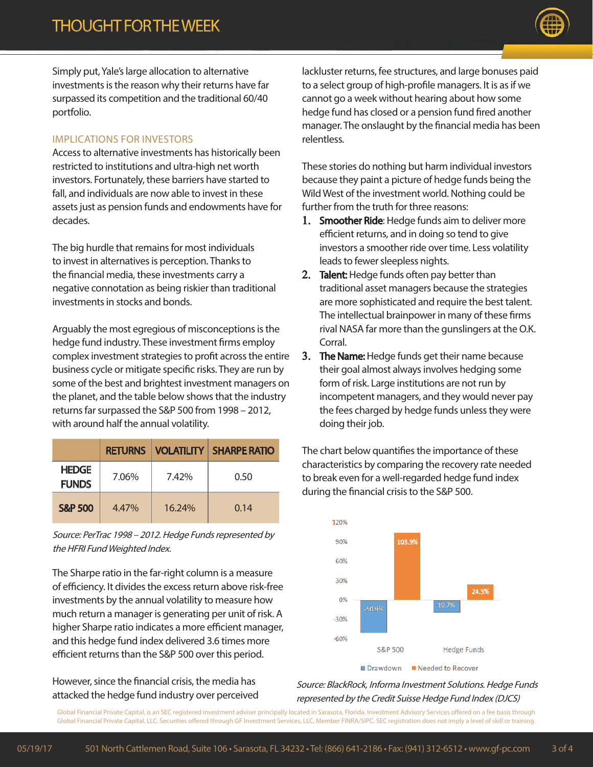Simply put, Yale's large allocation to alternative investments is the reason why their returns have far surpassed its competition and the traditional 60/40 portfolio.

## IMPLICATIONS FOR INVESTORS

Access to alternative investments has historically been restricted to institutions and ultra-high net worth investors. Fortunately, these barriers have started to fall, and individuals are now able to invest in these assets just as pension funds and endowments have for decades.

The big hurdle that remains for most individuals to invest in alternatives is perception. Thanks to the financial media, these investments carry a negative connotation as being riskier than traditional investments in stocks and bonds.

Arguably the most egregious of misconceptions is the hedge fund industry. These investment firms employ complex investment strategies to profit across the entire business cycle or mitigate specific risks. They are run by some of the best and brightest investment managers on the planet, and the table below shows that the industry returns far surpassed the S&P 500 from 1998 – 2012, with around half the annual volatility.

| | RETURNS | VOLATILITY | SHARPE RATIO |
|---|---|---|---|
| HEDGE FUNDS | 7.06% | 7.42% | 0.50 |
| S&P 500 | 4.47% | 16.24% | 0.14 |

*Source: PerTrac 1998 – 2012. Hedge Funds represented by the HFRI Fund Weighted Index.*

The Sharpe ratio in the far-right column is a measure of efficiency. It divides the excess return above risk-free investments by the annual volatility to measure how much return a manager is generating per unit of risk. A higher Sharpe ratio indicates a more efficient manager, and this hedge fund index delivered 3.6 times more efficient returns than the S&P 500 over this period.

However, since the financial crisis, the media has attacked the hedge fund industry over perceived lackluster returns, fee structures, and large bonuses paid to a select group of high-profile managers. It is as if we cannot go a week without hearing about how some hedge fund has closed or a pension fund fired another manager. The onslaught by the financial media has been relentless.

These stories do nothing but harm individual investors because they paint a picture of hedge funds being the Wild West of the investment world. Nothing could be further from the truth for three reasons:

1. **Smoother Ride**: Hedge funds aim to deliver more efficient returns, and in doing so tend to give investors a smoother ride over time. Less volatility leads to fewer sleepless nights.
2. **Talent:** Hedge funds often pay better than traditional asset managers because the strategies are more sophisticated and require the best talent. The intellectual brainpower in many of these firms rival NASA far more than the gunslingers at the O.K. Corral.
3. **The Name:** Hedge funds get their name because their goal almost always involves hedging some form of risk. Large institutions are not run by incompetent managers, and they would never pay the fees charged by hedge funds unless they were doing their job.

The chart below quantifies the importance of these characteristics by comparing the recovery rate needed to break even for a well-regarded hedge fund index during the financial crisis to the S&P 500.

| | Drawdown | Needed to Recover |
|---|---|---|
| S&P 500 | -50.9% | 103.9% |
| Hedge Funds | -19.7% | 24.5% |

*Source: BlackRock, Informa Investment Solutions. Hedge Funds represented by the Credit Suisse Hedge Fund Index (DJCS)*

Global Financial Private Capital, is an SEC registered investment adviser principally located in Sarasota, Florida. Investment Advisory Services offered on a fee basis through Global Financial Private Capital, LLC. Securities offered through GF Investment Services, LLC, Member FINRA/SIPC. SEC registration does not imply a level of skill or training.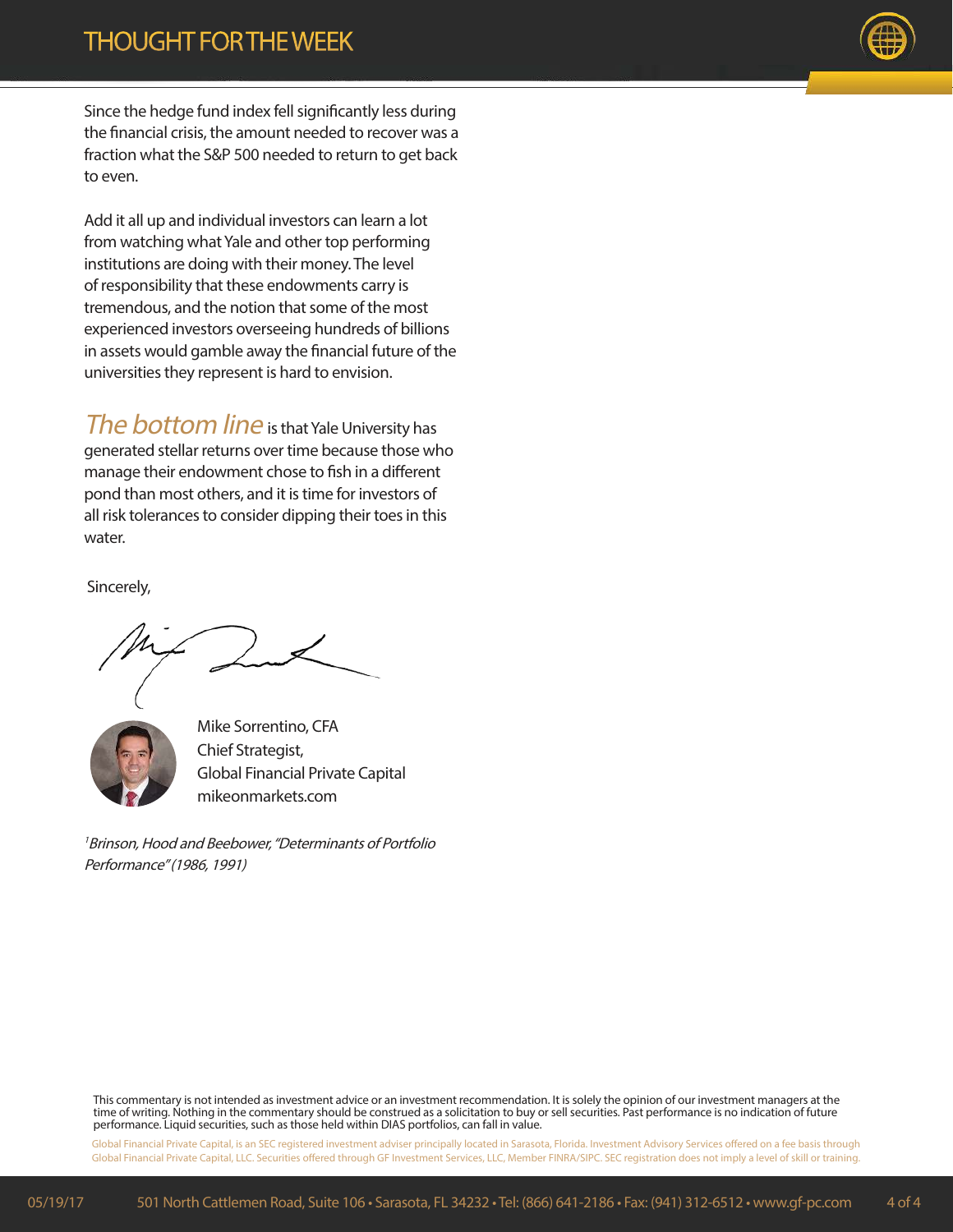Since the hedge fund index fell significantly less during the financial crisis, the amount needed to recover was a fraction what the S&P 500 needed to return to get back to even.

Add it all up and individual investors can learn a lot from watching what Yale and other top performing institutions are doing with their money. The level of responsibility that these endowments carry is tremendous, and the notion that some of the most experienced investors overseeing hundreds of billions in assets would gamble away the financial future of the universities they represent is hard to envision.

*The bottom line* is that Yale University has generated stellar returns over time because those who manage their endowment chose to fish in a different pond than most others, and it is time for investors of all risk tolerances to consider dipping their toes in this water.

Sincerely,

Mike Sorrentino, CFA
Chief Strategist,
Global Financial Private Capital
mikeonmarkets.com

[1] *Brinson, Hood and Beebower, "Determinants of Portfolio Performance" (1986, 1991)*

This commentary is not intended as investment advice or an investment recommendation. It is solely the opinion of our investment managers at the time of writing. Nothing in the commentary should be construed as a solicitation to buy or sell securities. Past performance is no indication of future performance. Liquid securities, such as those held within DIAS portfolios, can fall in value.

Global Financial Private Capital, is an SEC registered investment adviser principally located in Sarasota, Florida. Investment Advisory Services offered on a fee basis through Global Financial Private Capital, LLC. Securities offered through GF Investment Services, LLC, Member FINRA/SIPC. SEC registration does not imply a level of skill or training.